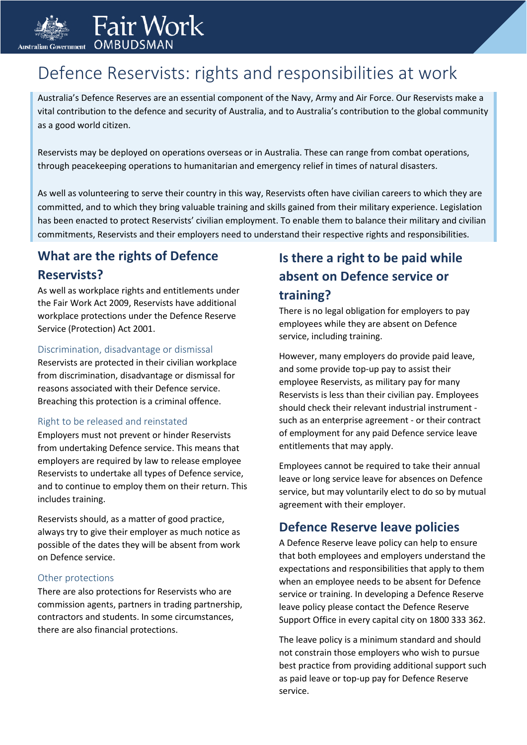# Defence Reservists: rights and responsibilities at work

Australia's Defence Reserves are an essential component of the Navy, Army and Air Force. Our Reservists make a vital contribution to the defence and security of Australia, and to Australia's contribution to the global community as a good world citizen.

Reservists may be deployed on operations overseas or in Australia. These can range from combat operations, through peacekeeping operations to humanitarian and emergency relief in times of natural disasters.

As well as volunteering to serve their country in this way, Reservists often have civilian careers to which they are committed, and to which they bring valuable training and skills gained from their military experience. Legislation has been enacted to protect Reservists' civilian employment. To enable them to balance their military and civilian commitments, Reservists and their employers need to understand their respective rights and responsibilities.

## What are the rights of Defence Reservists?

As well as workplace rights and entitlements under the Fair Work Act 2009, Reservists have additional workplace protections under the Defence Reserve Service (Protection) Act 2001.

### Discrimination, disadvantage or dismissal

Reservists are protected in their civilian workplace from discrimination, disadvantage or dismissal for reasons associated with their Defence service. Breaching this protection is a criminal offence.

### Right to be released and reinstated

Employers must not prevent or hinder Reservists from undertaking Defence service. This means that employers are required by law to release employee Reservists to undertake all types of Defence service, and to continue to employ them on their return. This includes training.

Reservists should, as a matter of good practice, always try to give their employer as much notice as possible of the dates they will be absent from work on Defence service.

### Other protections

There are also protections for Reservists who are commission agents, partners in trading partnership, contractors and students. In some circumstances, there are also financial protections.

## Is there a right to be paid while absent on Defence service or training?

There is no legal obligation for employers to pay employees while they are absent on Defence service, including training.

However, many employers do provide paid leave, and some provide top-up pay to assist their employee Reservists, as military pay for many Reservists is less than their civilian pay. Employees should check their relevant industrial instrument - such as an enterprise agreement - or their contract of employment for any paid Defence service leave entitlements that may apply.

Employees cannot be required to take their annual leave or long service leave for absences on Defence service, but may voluntarily elect to do so by mutual agreement with their employer.

## Defence Reserve leave policies

A Defence Reserve leave policy can help to ensure that both employees and employers understand the expectations and responsibilities that apply to them when an employee needs to be absent for Defence service or training. In developing a Defence Reserve leave policy please contact the Defence Reserve Support Office in every capital city on 1800 333 362.

The leave policy is a minimum standard and should not constrain those employers who wish to pursue best practice from providing additional support such as paid leave or top-up pay for Defence Reserve service.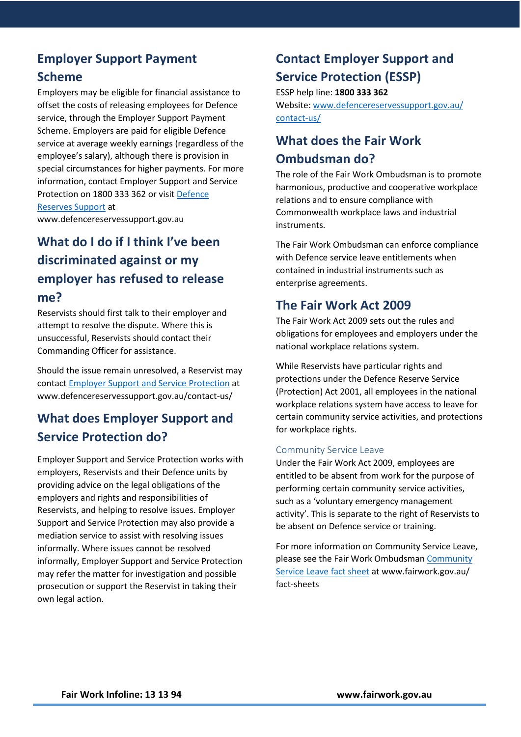## Employer Support Payment Scheme

Employers may be eligible for financial assistance to offset the costs of releasing employees for Defence service, through the Employer Support Payment Scheme. Employers are paid for eligible Defence service at average weekly earnings (regardless of the employee's salary), although there is provision in special circumstances for higher payments. For more information, contact Employer Support and Service Protection on 1800 333 362 or visit [Defence Reserves Support](www.defencereservessupport.gov.au) at www.defencereservessupport.gov.au

## What do I do if I think I've been discriminated against or my employer has refused to release me?

Reservists should first talk to their employer and attempt to resolve the dispute. Where this is unsuccessful, Reservists should contact their Commanding Officer for assistance.

Should the issue remain unresolved, a Reservist may contact [Employer Support and Service Protection](www.defencereservessupport.gov.au/contact-us/) at www.defencereservessupport.gov.au/contact-us/

## What does Employer Support and Service Protection do?

Employer Support and Service Protection works with employers, Reservists and their Defence units by providing advice on the legal obligations of the employers and rights and responsibilities of Reservists, and helping to resolve issues. Employer Support and Service Protection may also provide a mediation service to assist with resolving issues informally. Where issues cannot be resolved informally, Employer Support and Service Protection may refer the matter for investigation and possible prosecution or support the Reservist in taking their own legal action.

## Contact Employer Support and Service Protection (ESSP)

ESSP help line: **1800 333 362**

Website: [www.defencereservessupport.gov.au/contact-us/](www.defencereservessupport.gov.au/contact-us/)

## What does the Fair Work Ombudsman do?

The role of the Fair Work Ombudsman is to promote harmonious, productive and cooperative workplace relations and to ensure compliance with Commonwealth workplace laws and industrial instruments.

The Fair Work Ombudsman can enforce compliance with Defence service leave entitlements when contained in industrial instruments such as enterprise agreements.

## The Fair Work Act 2009

The Fair Work Act 2009 sets out the rules and obligations for employees and employers under the national workplace relations system.

While Reservists have particular rights and protections under the Defence Reserve Service (Protection) Act 2001, all employees in the national workplace relations system have access to leave for certain community service activities, and protections for workplace rights.

### Community Service Leave

Under the Fair Work Act 2009, employees are entitled to be absent from work for the purpose of performing certain community service activities, such as a 'voluntary emergency management activity'. This is separate to the right of Reservists to be absent on Defence service or training.

For more information on Community Service Leave, please see the Fair Work Ombudsman [Community Service Leave fact sheet](www.fairwork.gov.au/fact-sheets) at www.fairwork.gov.au/fact-sheets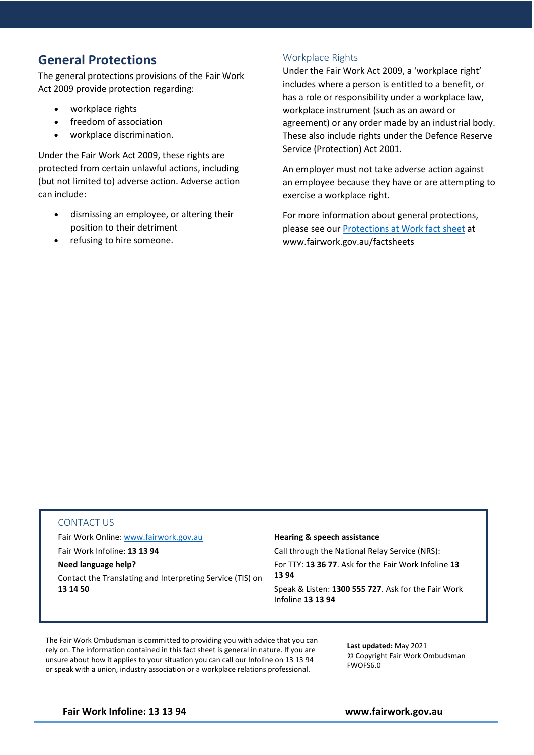## General Protections

The general protections provisions of the Fair Work Act 2009 provide protection regarding:

- workplace rights
- freedom of association
- workplace discrimination.

Under the Fair Work Act 2009, these rights are protected from certain unlawful actions, including (but not limited to) adverse action. Adverse action can include:

- dismissing an employee, or altering their position to their detriment
- refusing to hire someone.

### Workplace Rights

Under the Fair Work Act 2009, a 'workplace right' includes where a person is entitled to a benefit, or has a role or responsibility under a workplace law, workplace instrument (such as an award or agreement) or any order made by an industrial body. These also include rights under the Defence Reserve Service (Protection) Act 2001.

An employer must not take adverse action against an employee because they have or are attempting to exercise a workplace right.

For more information about general protections, please see our [Protections at Work fact sheet] at www.fairwork.gov.au/factsheets

### CONTACT US

Fair Work Online: www.fairwork.gov.au

Fair Work Infoline: **13 13 94**

**Need language help?**

Contact the Translating and Interpreting Service (TIS) on **13 14 50**

**Hearing & speech assistance**

Call through the National Relay Service (NRS):

For TTY: **13 36 77**. Ask for the Fair Work Infoline **13 13 94**

Speak & Listen: **1300 555 727**. Ask for the Fair Work Infoline **13 13 94**

The Fair Work Ombudsman is committed to providing you with advice that you can rely on. The information contained in this fact sheet is general in nature. If you are unsure about how it applies to your situation you can call our Infoline on 13 13 94 or speak with a union, industry association or a workplace relations professional.

**Last updated:** May 2021
© Copyright Fair Work Ombudsman
FWOFS6.0